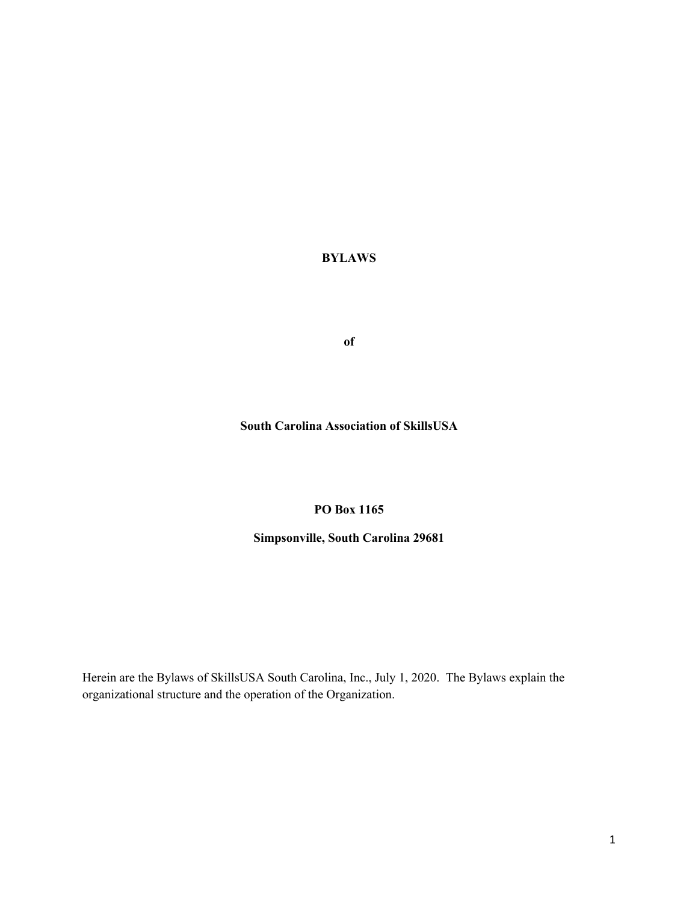# BYLAWS

**of**

**South Carolina Association of SkillsUSA**

**PO Box 1165**

**Simpsonville, South Carolina 29681**

Herein are the Bylaws of SkillsUSA South Carolina, Inc., July 1, 2020. The Bylaws explain the organizational structure and the operation of the Organization.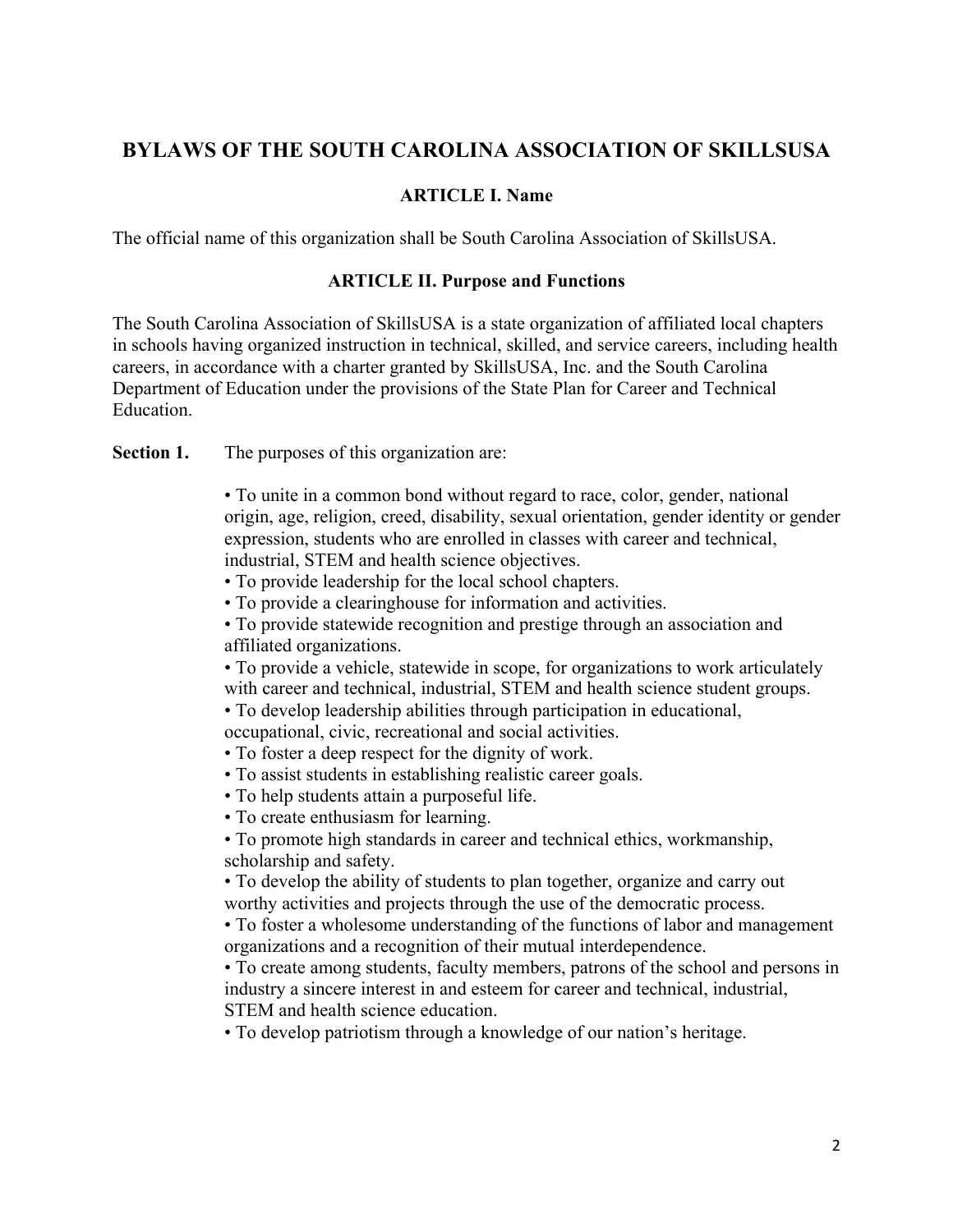# BYLAWS OF THE SOUTH CAROLINA ASSOCIATION OF SKILLSUSA

## ARTICLE I. Name

The official name of this organization shall be South Carolina Association of SkillsUSA.

## ARTICLE II. Purpose and Functions

The South Carolina Association of SkillsUSA is a state organization of affiliated local chapters in schools having organized instruction in technical, skilled, and service careers, including health careers, in accordance with a charter granted by SkillsUSA, Inc. and the South Carolina Department of Education under the provisions of the State Plan for Career and Technical Education.

**Section 1.** The purposes of this organization are:

- To unite in a common bond without regard to race, color, gender, national origin, age, religion, creed, disability, sexual orientation, gender identity or gender expression, students who are enrolled in classes with career and technical, industrial, STEM and health science objectives.
- To provide leadership for the local school chapters.
- To provide a clearinghouse for information and activities.
- To provide statewide recognition and prestige through an association and affiliated organizations.
- To provide a vehicle, statewide in scope, for organizations to work articulately with career and technical, industrial, STEM and health science student groups.
- To develop leadership abilities through participation in educational, occupational, civic, recreational and social activities.
- To foster a deep respect for the dignity of work.
- To assist students in establishing realistic career goals.
- To help students attain a purposeful life.
- To create enthusiasm for learning.
- To promote high standards in career and technical ethics, workmanship, scholarship and safety.
- To develop the ability of students to plan together, organize and carry out worthy activities and projects through the use of the democratic process.
- To foster a wholesome understanding of the functions of labor and management organizations and a recognition of their mutual interdependence.
- To create among students, faculty members, patrons of the school and persons in industry a sincere interest in and esteem for career and technical, industrial, STEM and health science education.
- To develop patriotism through a knowledge of our nation's heritage.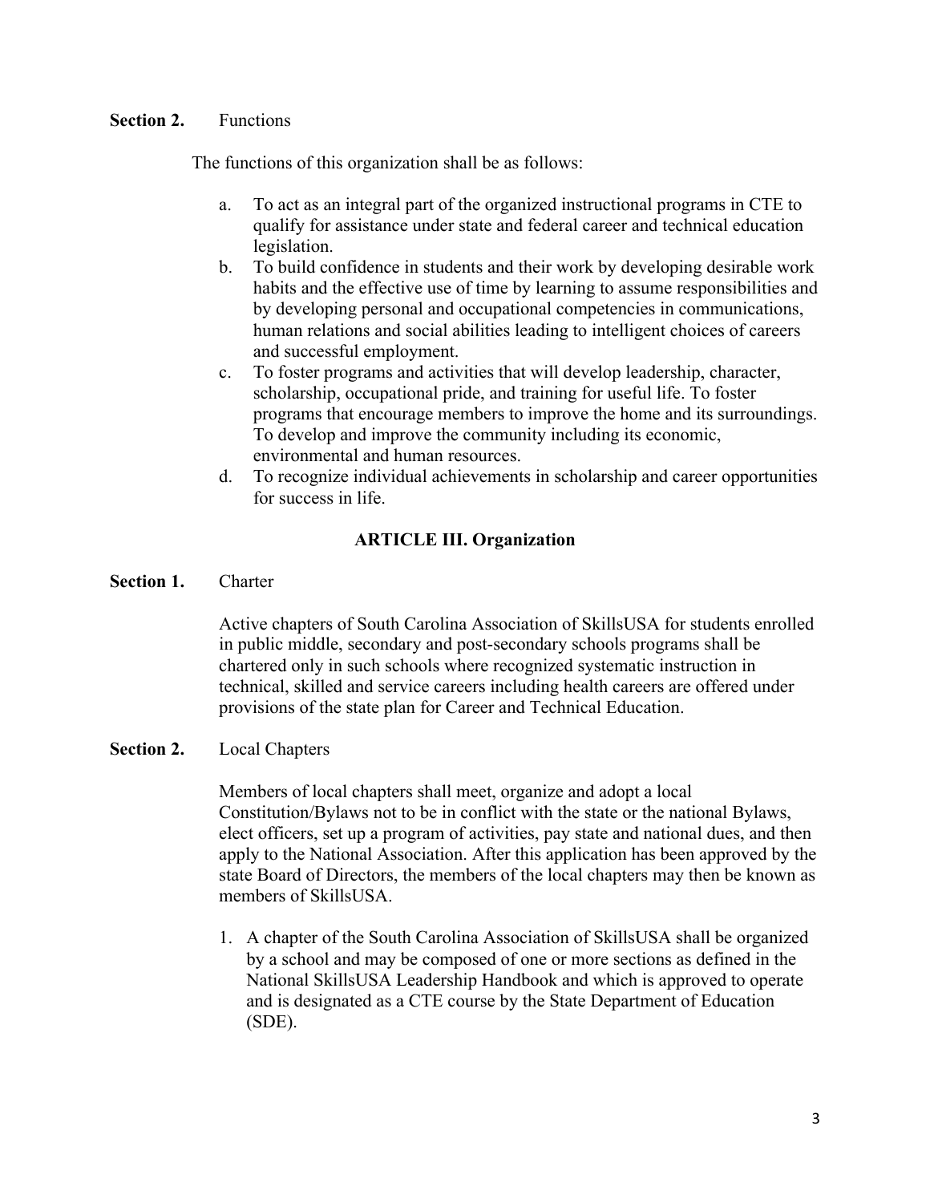**Section 2.** Functions

The functions of this organization shall be as follows:

a. To act as an integral part of the organized instructional programs in CTE to qualify for assistance under state and federal career and technical education legislation.
b. To build confidence in students and their work by developing desirable work habits and the effective use of time by learning to assume responsibilities and by developing personal and occupational competencies in communications, human relations and social abilities leading to intelligent choices of careers and successful employment.
c. To foster programs and activities that will develop leadership, character, scholarship, occupational pride, and training for useful life. To foster programs that encourage members to improve the home and its surroundings. To develop and improve the community including its economic, environmental and human resources.
d. To recognize individual achievements in scholarship and career opportunities for success in life.

## ARTICLE III. Organization

**Section 1.** Charter

Active chapters of South Carolina Association of SkillsUSA for students enrolled in public middle, secondary and post-secondary schools programs shall be chartered only in such schools where recognized systematic instruction in technical, skilled and service careers including health careers are offered under provisions of the state plan for Career and Technical Education.

**Section 2.** Local Chapters

Members of local chapters shall meet, organize and adopt a local Constitution/Bylaws not to be in conflict with the state or the national Bylaws, elect officers, set up a program of activities, pay state and national dues, and then apply to the National Association. After this application has been approved by the state Board of Directors, the members of the local chapters may then be known as members of SkillsUSA.

1. A chapter of the South Carolina Association of SkillsUSA shall be organized by a school and may be composed of one or more sections as defined in the National SkillsUSA Leadership Handbook and which is approved to operate and is designated as a CTE course by the State Department of Education (SDE).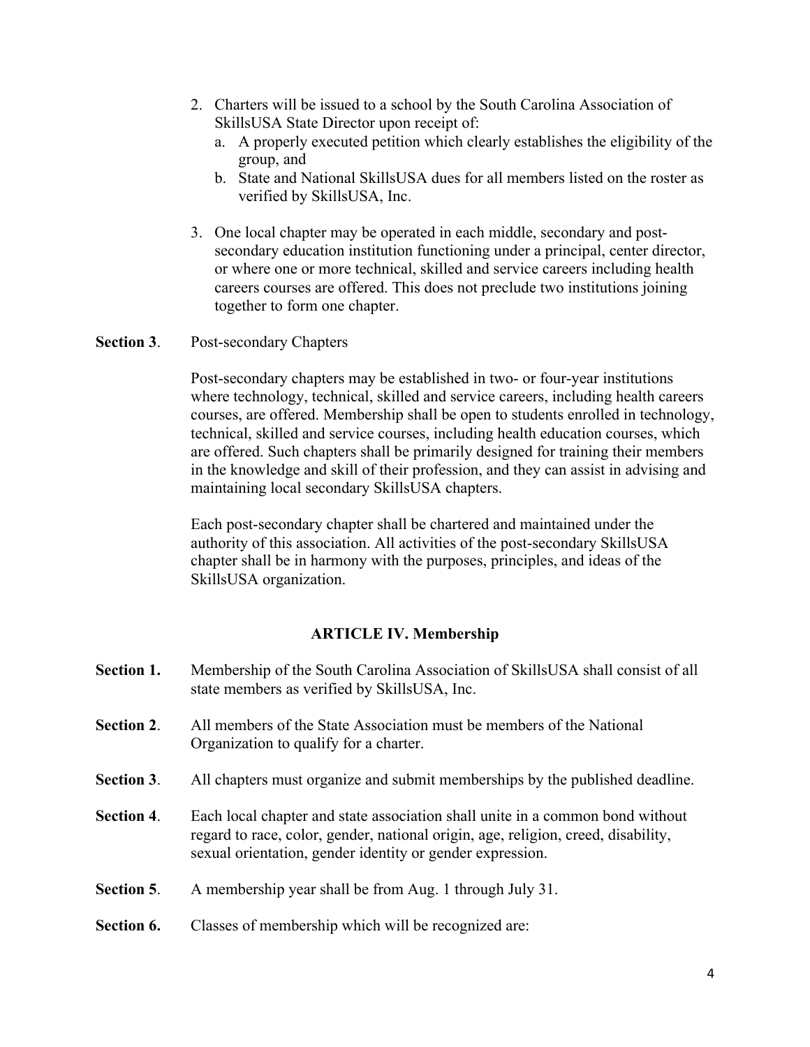2. Charters will be issued to a school by the South Carolina Association of SkillsUSA State Director upon receipt of:
   a. A properly executed petition which clearly establishes the eligibility of the group, and
   b. State and National SkillsUSA dues for all members listed on the roster as verified by SkillsUSA, Inc.

3. One local chapter may be operated in each middle, secondary and post-secondary education institution functioning under a principal, center director, or where one or more technical, skilled and service careers including health careers courses are offered. This does not preclude two institutions joining together to form one chapter.

**Section 3**. Post-secondary Chapters

Post-secondary chapters may be established in two- or four-year institutions where technology, technical, skilled and service careers, including health careers courses, are offered. Membership shall be open to students enrolled in technology, technical, skilled and service courses, including health education courses, which are offered. Such chapters shall be primarily designed for training their members in the knowledge and skill of their profession, and they can assist in advising and maintaining local secondary SkillsUSA chapters.

Each post-secondary chapter shall be chartered and maintained under the authority of this association. All activities of the post-secondary SkillsUSA chapter shall be in harmony with the purposes, principles, and ideas of the SkillsUSA organization.

## ARTICLE IV. Membership

**Section 1.** Membership of the South Carolina Association of SkillsUSA shall consist of all state members as verified by SkillsUSA, Inc.

**Section 2**. All members of the State Association must be members of the National Organization to qualify for a charter.

**Section 3**. All chapters must organize and submit memberships by the published deadline.

**Section 4**. Each local chapter and state association shall unite in a common bond without regard to race, color, gender, national origin, age, religion, creed, disability, sexual orientation, gender identity or gender expression.

**Section 5**. A membership year shall be from Aug. 1 through July 31.

**Section 6.** Classes of membership which will be recognized are: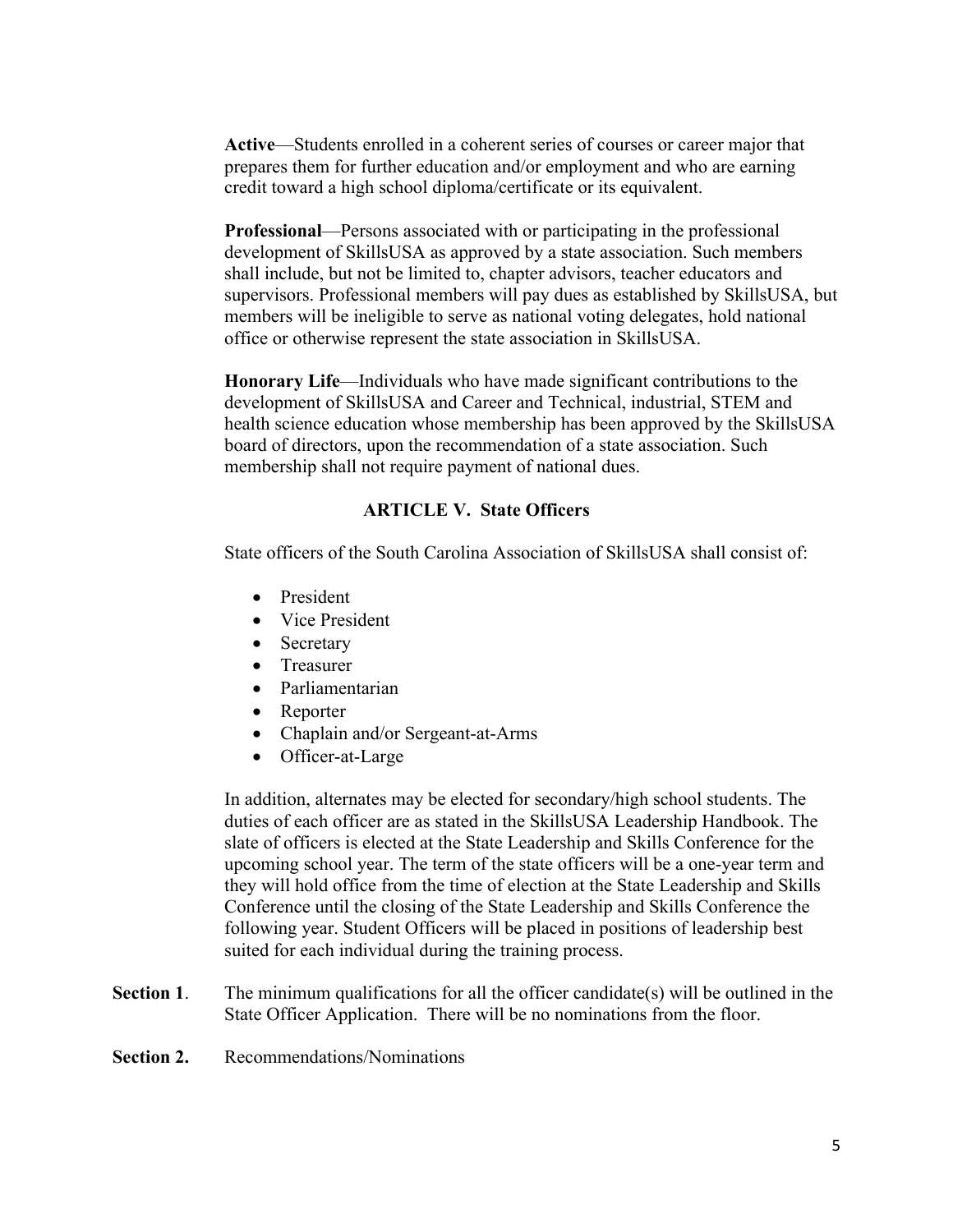**Active**—Students enrolled in a coherent series of courses or career major that prepares them for further education and/or employment and who are earning credit toward a high school diploma/certificate or its equivalent.

**Professional**—Persons associated with or participating in the professional development of SkillsUSA as approved by a state association. Such members shall include, but not be limited to, chapter advisors, teacher educators and supervisors. Professional members will pay dues as established by SkillsUSA, but members will be ineligible to serve as national voting delegates, hold national office or otherwise represent the state association in SkillsUSA.

**Honorary Life**—Individuals who have made significant contributions to the development of SkillsUSA and Career and Technical, industrial, STEM and health science education whose membership has been approved by the SkillsUSA board of directors, upon the recommendation of a state association. Such membership shall not require payment of national dues.

## ARTICLE V. State Officers

State officers of the South Carolina Association of SkillsUSA shall consist of:

- President
- Vice President
- Secretary
- Treasurer
- Parliamentarian
- Reporter
- Chaplain and/or Sergeant-at-Arms
- Officer-at-Large

In addition, alternates may be elected for secondary/high school students. The duties of each officer are as stated in the SkillsUSA Leadership Handbook. The slate of officers is elected at the State Leadership and Skills Conference for the upcoming school year. The term of the state officers will be a one-year term and they will hold office from the time of election at the State Leadership and Skills Conference until the closing of the State Leadership and Skills Conference the following year. Student Officers will be placed in positions of leadership best suited for each individual during the training process.

**Section 1**. The minimum qualifications for all the officer candidate(s) will be outlined in the State Officer Application. There will be no nominations from the floor.

**Section 2.** Recommendations/Nominations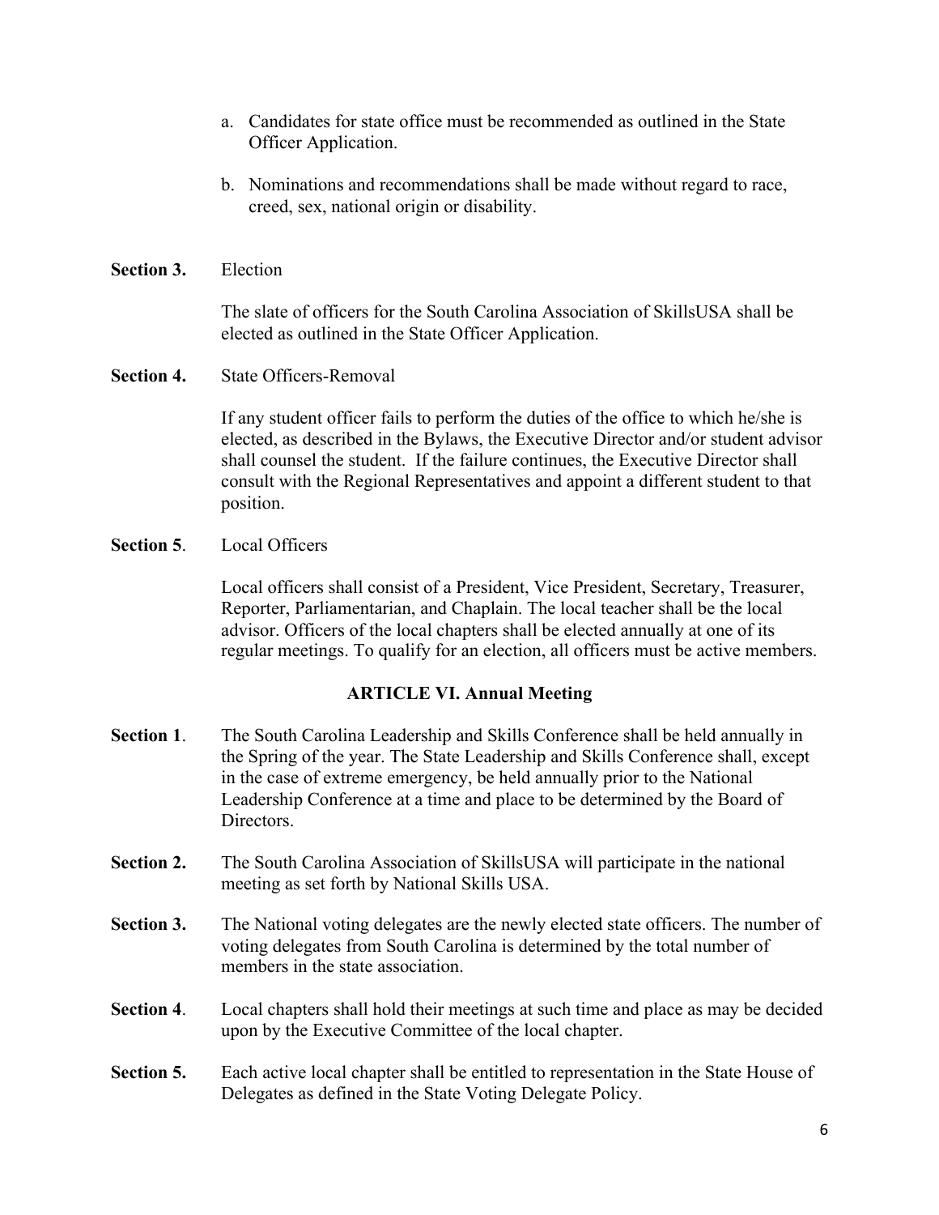a. Candidates for state office must be recommended as outlined in the State Officer Application.

b. Nominations and recommendations shall be made without regard to race, creed, sex, national origin or disability.

**Section 3.** Election

The slate of officers for the South Carolina Association of SkillsUSA shall be elected as outlined in the State Officer Application.

**Section 4.** State Officers-Removal

If any student officer fails to perform the duties of the office to which he/she is elected, as described in the Bylaws, the Executive Director and/or student advisor shall counsel the student. If the failure continues, the Executive Director shall consult with the Regional Representatives and appoint a different student to that position.

**Section 5**. Local Officers

Local officers shall consist of a President, Vice President, Secretary, Treasurer, Reporter, Parliamentarian, and Chaplain. The local teacher shall be the local advisor. Officers of the local chapters shall be elected annually at one of its regular meetings. To qualify for an election, all officers must be active members.

## ARTICLE VI. Annual Meeting

**Section 1**. The South Carolina Leadership and Skills Conference shall be held annually in the Spring of the year. The State Leadership and Skills Conference shall, except in the case of extreme emergency, be held annually prior to the National Leadership Conference at a time and place to be determined by the Board of Directors.

**Section 2.** The South Carolina Association of SkillsUSA will participate in the national meeting as set forth by National Skills USA.

**Section 3.** The National voting delegates are the newly elected state officers. The number of voting delegates from South Carolina is determined by the total number of members in the state association.

**Section 4**. Local chapters shall hold their meetings at such time and place as may be decided upon by the Executive Committee of the local chapter.

**Section 5.** Each active local chapter shall be entitled to representation in the State House of Delegates as defined in the State Voting Delegate Policy.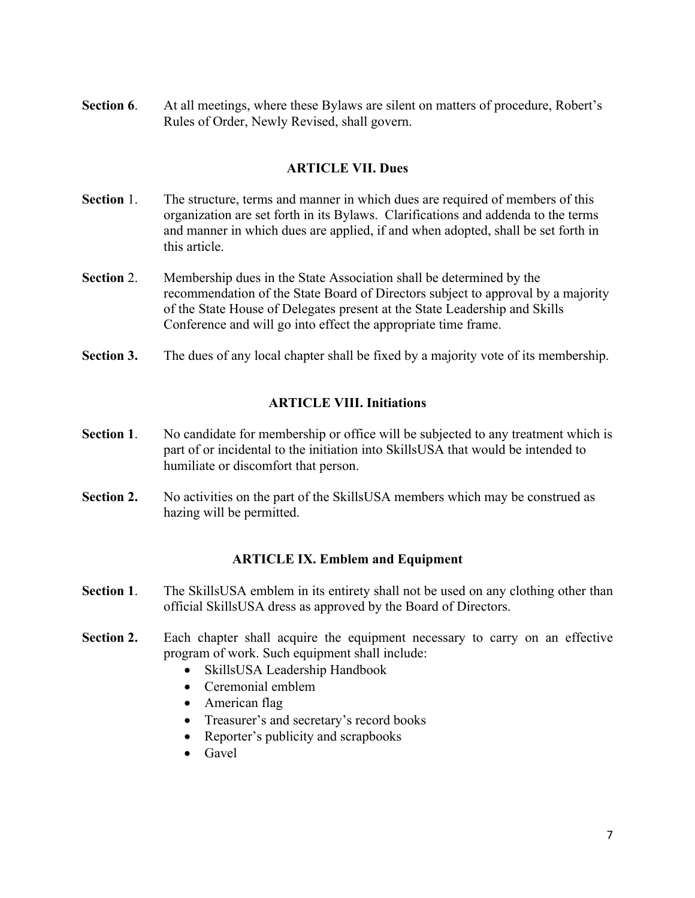**Section 6**. At all meetings, where these Bylaws are silent on matters of procedure, Robert's Rules of Order, Newly Revised, shall govern.

## ARTICLE VII. Dues

**Section** 1. The structure, terms and manner in which dues are required of members of this organization are set forth in its Bylaws. Clarifications and addenda to the terms and manner in which dues are applied, if and when adopted, shall be set forth in this article.

**Section** 2. Membership dues in the State Association shall be determined by the recommendation of the State Board of Directors subject to approval by a majority of the State House of Delegates present at the State Leadership and Skills Conference and will go into effect the appropriate time frame.

**Section 3.** The dues of any local chapter shall be fixed by a majority vote of its membership.

## ARTICLE VIII. Initiations

**Section 1**. No candidate for membership or office will be subjected to any treatment which is part of or incidental to the initiation into SkillsUSA that would be intended to humiliate or discomfort that person.

**Section 2.** No activities on the part of the SkillsUSA members which may be construed as hazing will be permitted.

## ARTICLE IX. Emblem and Equipment

**Section 1**. The SkillsUSA emblem in its entirety shall not be used on any clothing other than official SkillsUSA dress as approved by the Board of Directors.

**Section 2.** Each chapter shall acquire the equipment necessary to carry on an effective program of work. Such equipment shall include:

- SkillsUSA Leadership Handbook
- Ceremonial emblem
- American flag
- Treasurer's and secretary's record books
- Reporter's publicity and scrapbooks
- Gavel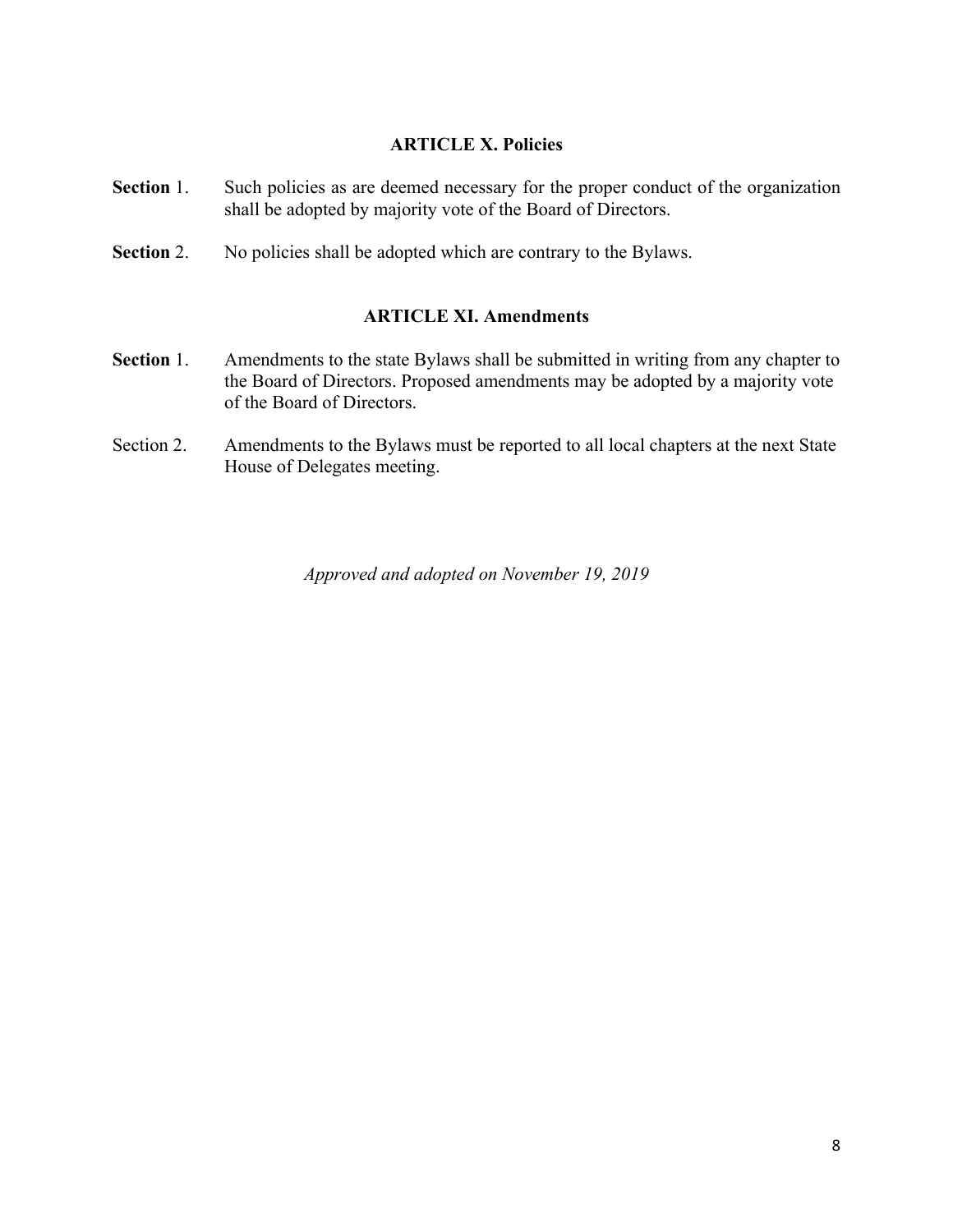## ARTICLE X. Policies

**Section** 1. Such policies as are deemed necessary for the proper conduct of the organization shall be adopted by majority vote of the Board of Directors.

**Section** 2. No policies shall be adopted which are contrary to the Bylaws.

## ARTICLE XI. Amendments

**Section** 1. Amendments to the state Bylaws shall be submitted in writing from any chapter to the Board of Directors. Proposed amendments may be adopted by a majority vote of the Board of Directors.

Section 2. Amendments to the Bylaws must be reported to all local chapters at the next State House of Delegates meeting.

*Approved and adopted on November 19, 2019*